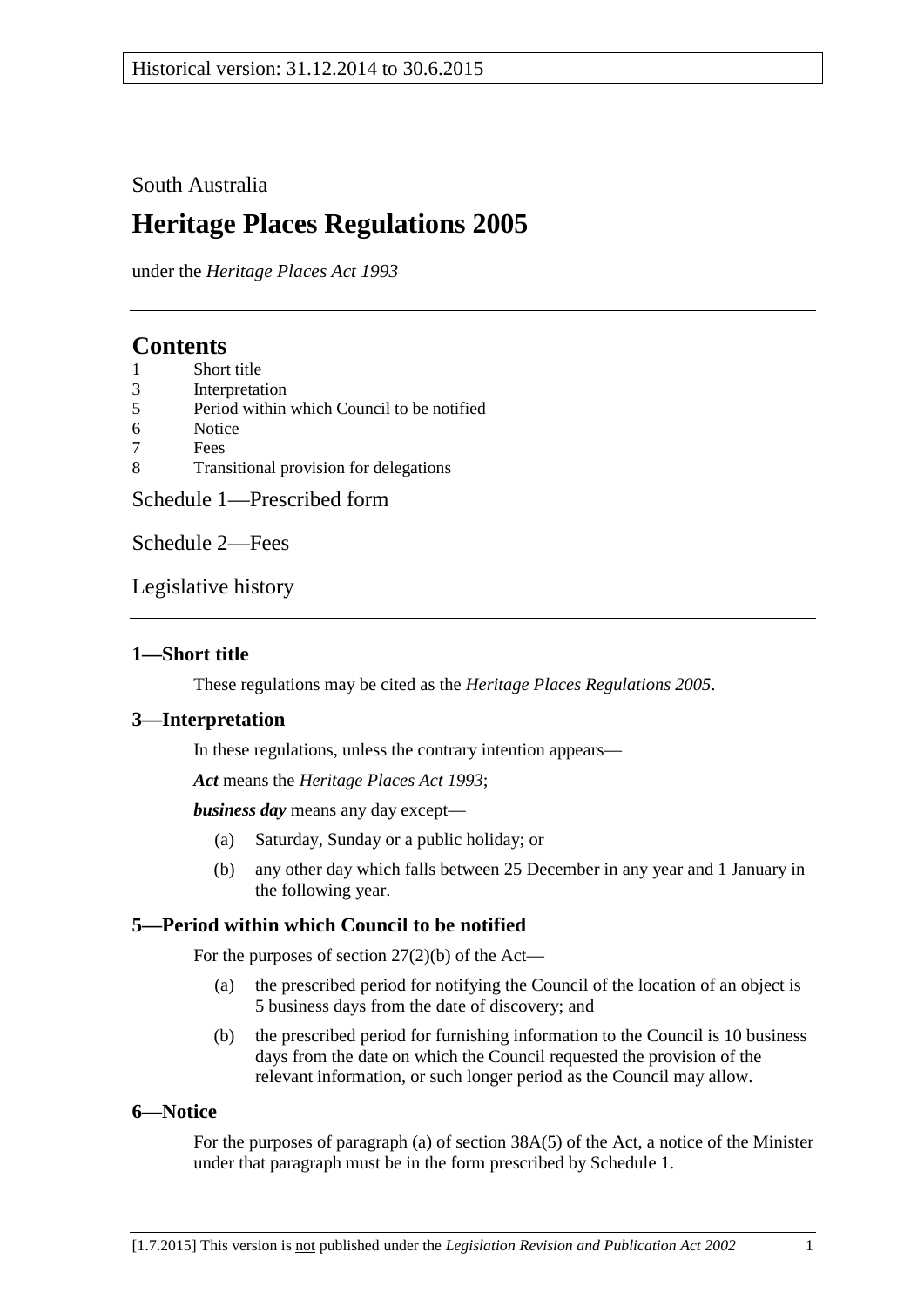South Australia

# Heritage Places Regulations 2005

under the *Heritage Places Act 1993*

## Contents

1 Short title
3 Interpretation
5 Period within which Council to be notified
6 Notice
7 Fees
8 Transitional provision for delegations

Schedule 1—Prescribed form

Schedule 2—Fees

Legislative history

### 1—Short title

These regulations may be cited as the *Heritage Places Regulations 2005*.

### 3—Interpretation

In these regulations, unless the contrary intention appears—

***Act*** means the *Heritage Places Act 1993*;

***business day*** means any day except—

(a) Saturday, Sunday or a public holiday; or

(b) any other day which falls between 25 December in any year and 1 January in the following year.

### 5—Period within which Council to be notified

For the purposes of section 27(2)(b) of the Act—

(a) the prescribed period for notifying the Council of the location of an object is 5 business days from the date of discovery; and

(b) the prescribed period for furnishing information to the Council is 10 business days from the date on which the Council requested the provision of the relevant information, or such longer period as the Council may allow.

### 6—Notice

For the purposes of paragraph (a) of section 38A(5) of the Act, a notice of the Minister under that paragraph must be in the form prescribed by Schedule 1.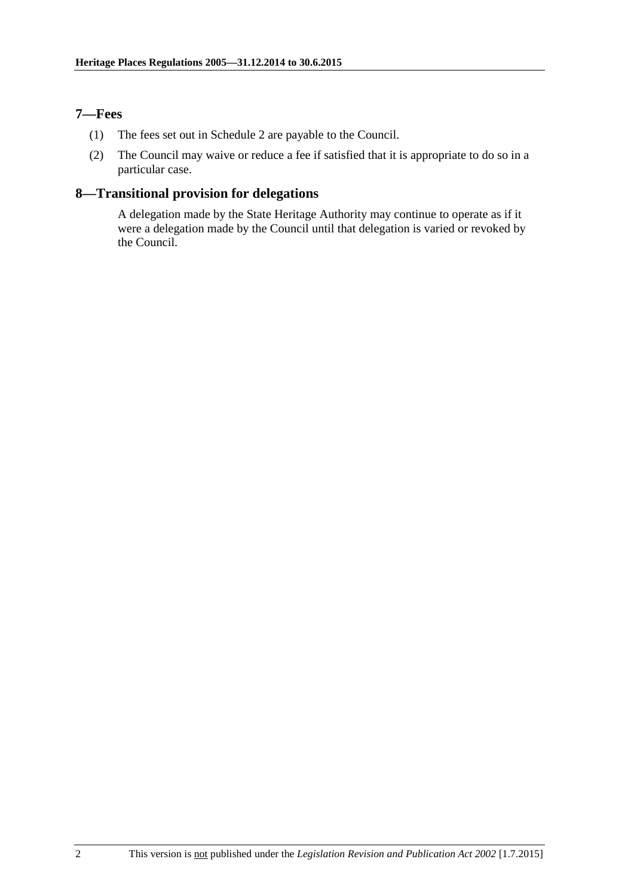## 7—Fees

(1) The fees set out in Schedule 2 are payable to the Council.

(2) The Council may waive or reduce a fee if satisfied that it is appropriate to do so in a particular case.

## 8—Transitional provision for delegations

A delegation made by the State Heritage Authority may continue to operate as if it were a delegation made by the Council until that delegation is varied or revoked by the Council.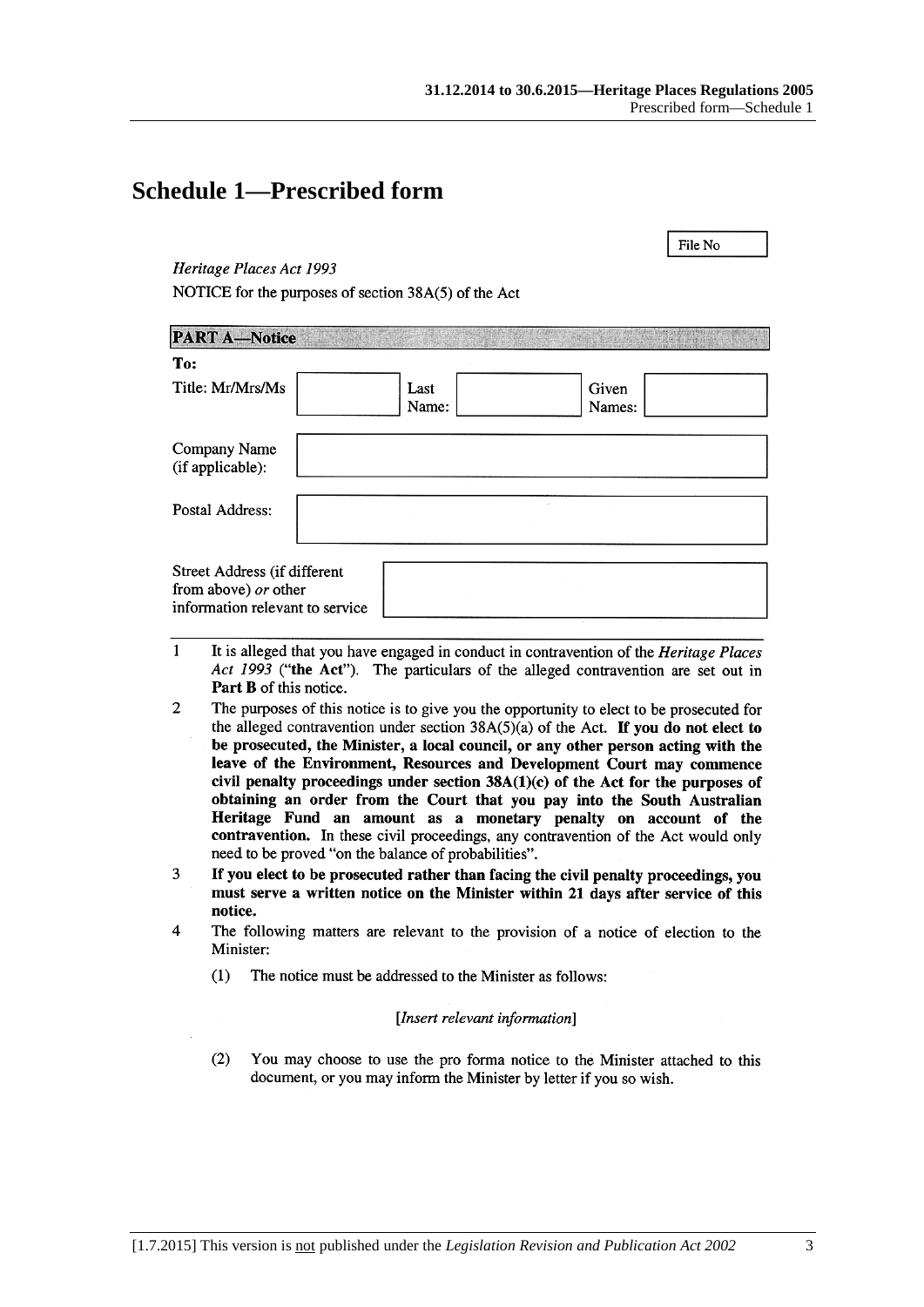# Schedule 1—Prescribed form

File No

*Heritage Places Act 1993*

NOTICE for the purposes of section 38A(5) of the Act

**PART A—Notice**

**To:**

| Title: Mr/Mrs/Ms | | Last Name: | | Given Names: | |
|---|---|---|---|---|---|

| Company Name (if applicable): | |
|---|---|
| Postal Address: | |
| Street Address (if different from above) *or* other information relevant to service | |

1 It is alleged that you have engaged in conduct in contravention of the *Heritage Places Act 1993* (**"the Act"**). The particulars of the alleged contravention are set out in **Part B** of this notice.

2 The purposes of this notice is to give you the opportunity to elect to be prosecuted for the alleged contravention under section 38A(5)(a) of the Act. **If you do not elect to be prosecuted, the Minister, a local council, or any other person acting with the leave of the Environment, Resources and Development Court may commence civil penalty proceedings under section 38A(1)(c) of the Act for the purposes of obtaining an order from the Court that you pay into the South Australian Heritage Fund an amount as a monetary penalty on account of the contravention.** In these civil proceedings, any contravention of the Act would only need to be proved "on the balance of probabilities".

3 **If you elect to be prosecuted rather than facing the civil penalty proceedings, you must serve a written notice on the Minister within 21 days after service of this notice.**

4 The following matters are relevant to the provision of a notice of election to the Minister:

(1) The notice must be addressed to the Minister as follows:

[*Insert relevant information*]

(2) You may choose to use the pro forma notice to the Minister attached to this document, or you may inform the Minister by letter if you so wish.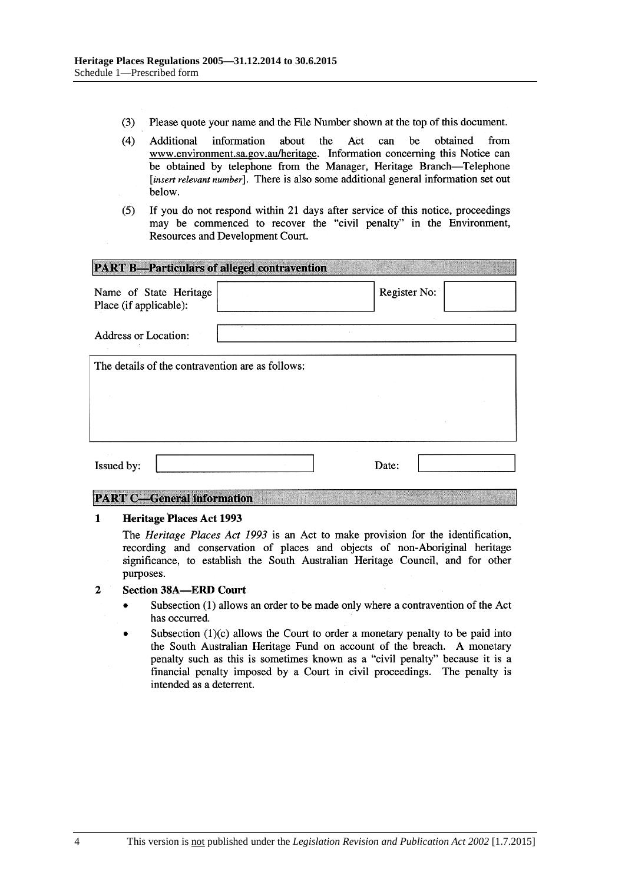(3) Please quote your name and the File Number shown at the top of this document.

(4) Additional information about the Act can be obtained from www.environment.sa.gov.au/heritage. Information concerning this Notice can be obtained by telephone from the Manager, Heritage Branch—Telephone [*insert relevant number*]. There is also some additional general information set out below.

(5) If you do not respond within 21 days after service of this notice, proceedings may be commenced to recover the "civil penalty" in the Environment, Resources and Development Court.

**PART B—Particulars of alleged contravention**

| Name of State Heritage Place (if applicable): | | Register No: | |
|---|---|---|---|
| Address or Location: | | | |

The details of the contravention are as follows:

| Issued by: | | Date: | |
|---|---|---|---|

**PART C—General information**

**1 Heritage Places Act 1993**

The *Heritage Places Act 1993* is an Act to make provision for the identification, recording and conservation of places and objects of non-Aboriginal heritage significance, to establish the South Australian Heritage Council, and for other purposes.

**2 Section 38A—ERD Court**

- Subsection (1) allows an order to be made only where a contravention of the Act has occurred.
- Subsection (1)(c) allows the Court to order a monetary penalty to be paid into the South Australian Heritage Fund on account of the breach. A monetary penalty such as this is sometimes known as a "civil penalty" because it is a financial penalty imposed by a Court in civil proceedings. The penalty is intended as a deterrent.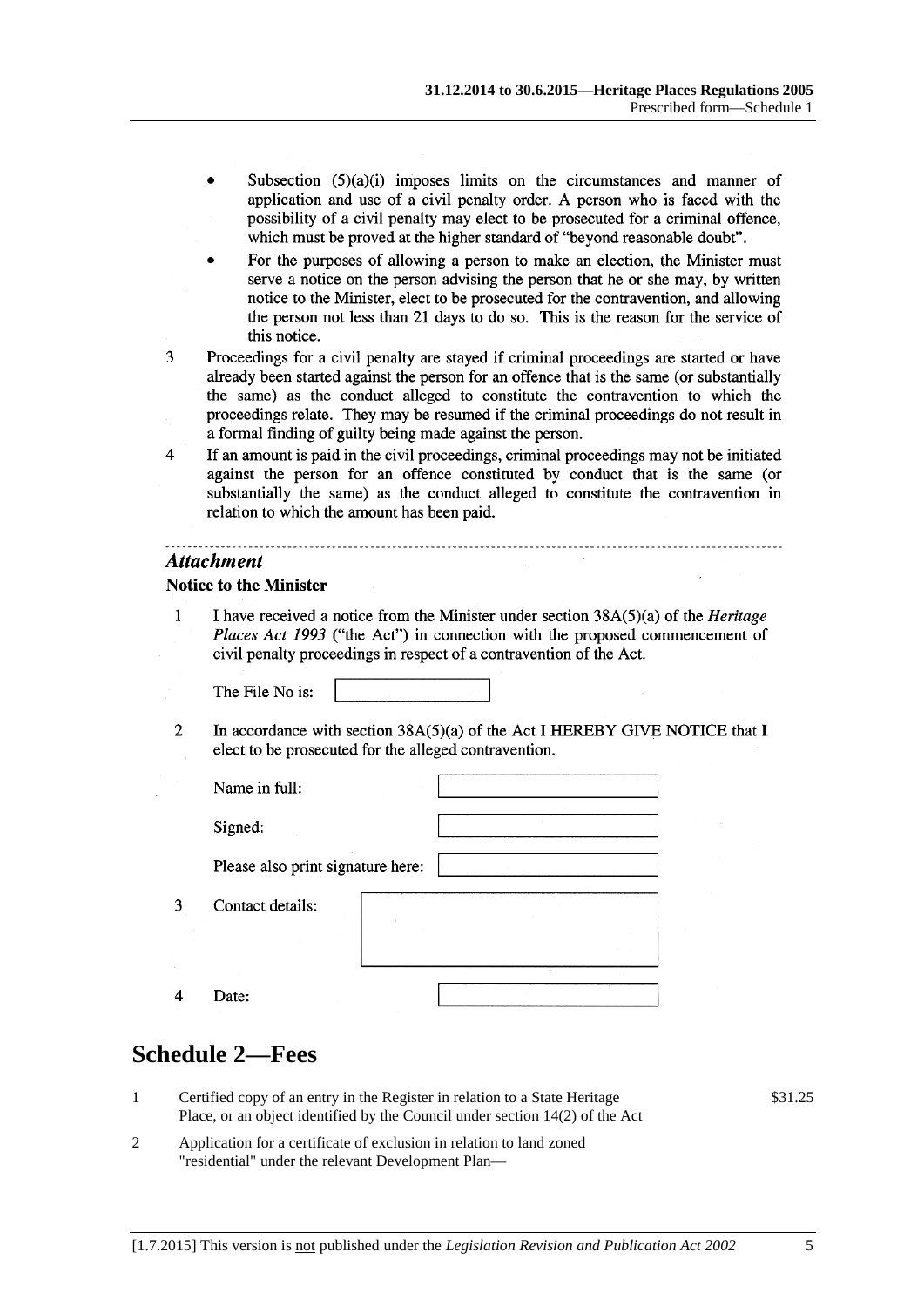- Subsection (5)(a)(i) imposes limits on the circumstances and manner of application and use of a civil penalty order. A person who is faced with the possibility of a civil penalty may elect to be prosecuted for a criminal offence, which must be proved at the higher standard of "beyond reasonable doubt".
- For the purposes of allowing a person to make an election, the Minister must serve a notice on the person advising the person that he or she may, by written notice to the Minister, elect to be prosecuted for the contravention, and allowing the person not less than 21 days to do so. This is the reason for the service of this notice.

3 Proceedings for a civil penalty are stayed if criminal proceedings are started or have already been started against the person for an offence that is the same (or substantially the same) as the conduct alleged to constitute the contravention to which the proceedings relate. They may be resumed if the criminal proceedings do not result in a formal finding of guilty being made against the person.

4 If an amount is paid in the civil proceedings, criminal proceedings may not be initiated against the person for an offence constituted by conduct that is the same (or substantially the same) as the conduct alleged to constitute the contravention in relation to which the amount has been paid.

---

***Attachment***

**Notice to the Minister**

1 I have received a notice from the Minister under section 38A(5)(a) of the *Heritage Places Act 1993* ("the Act") in connection with the proposed commencement of civil penalty proceedings in respect of a contravention of the Act.

The File No is: [ ]

2 In accordance with section 38A(5)(a) of the Act I HEREBY GIVE NOTICE that I elect to be prosecuted for the alleged contravention.

Name in full: [ ]

Signed: [ ]

Please also print signature here: [ ]

3 Contact details: [ ]

4 Date: [ ]

## Schedule 2—Fees

| | | |
|---|---|---|
| 1 | Certified copy of an entry in the Register in relation to a State Heritage Place, or an object identified by the Council under section 14(2) of the Act | $31.25 |
| 2 | Application for a certificate of exclusion in relation to land zoned "residential" under the relevant Development Plan— | |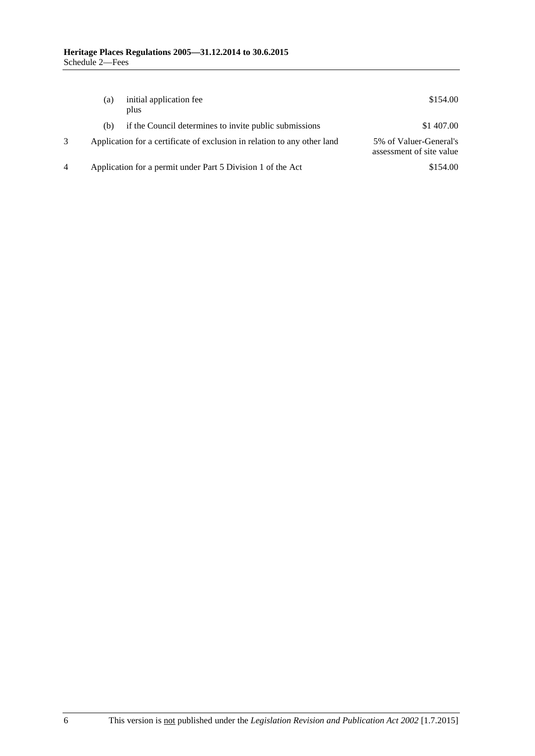| | | | |
|---|---|---|---|
| | (a) | initial application fee<br>plus | \$154.00 |
| | (b) | if the Council determines to invite public submissions | \$1 407.00 |
| 3 | Application for a certificate of exclusion in relation to any other land | | 5% of Valuer-General's assessment of site value |
| 4 | Application for a permit under Part 5 Division 1 of the Act | | \$154.00 |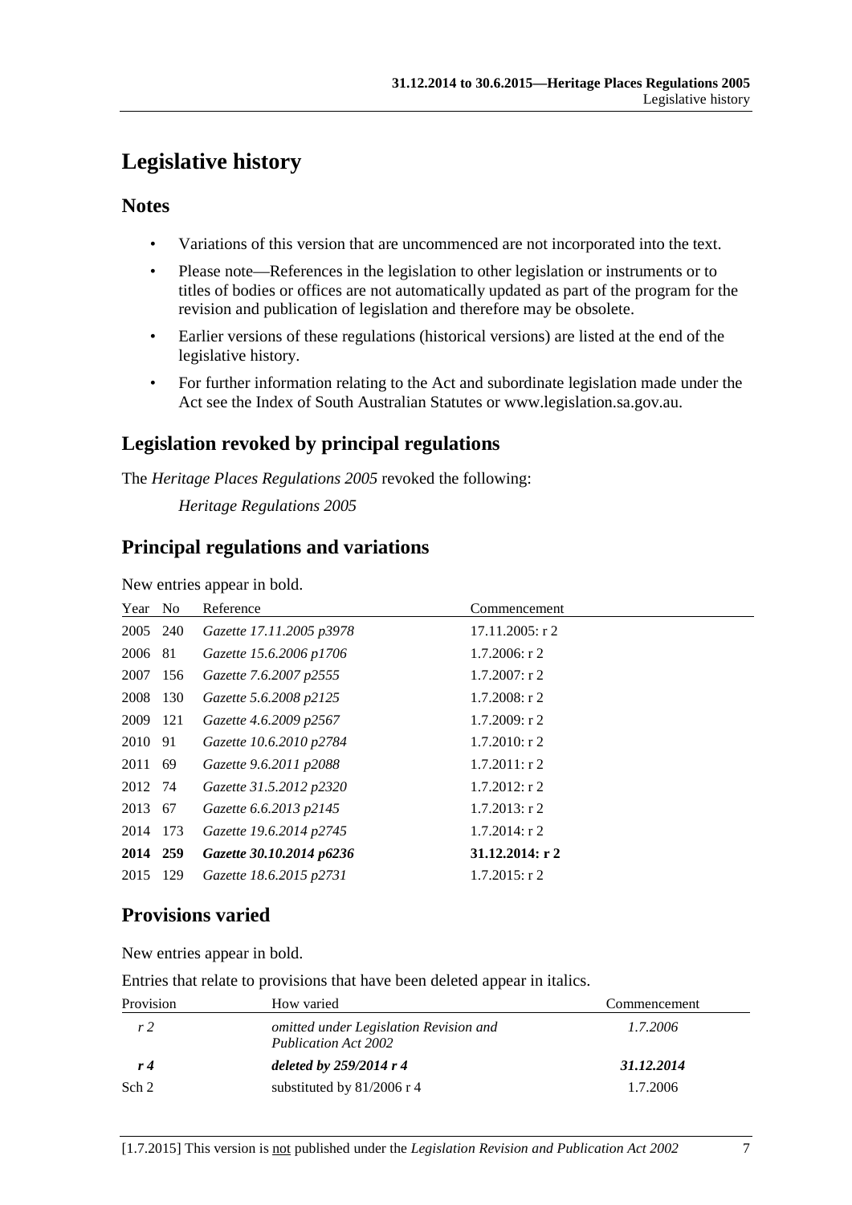# Legislative history

## Notes

- Variations of this version that are uncommenced are not incorporated into the text.
- Please note—References in the legislation to other legislation or instruments or to titles of bodies or offices are not automatically updated as part of the program for the revision and publication of legislation and therefore may be obsolete.
- Earlier versions of these regulations (historical versions) are listed at the end of the legislative history.
- For further information relating to the Act and subordinate legislation made under the Act see the Index of South Australian Statutes or www.legislation.sa.gov.au.

## Legislation revoked by principal regulations

The *Heritage Places Regulations 2005* revoked the following:

*Heritage Regulations 2005*

## Principal regulations and variations

New entries appear in bold.

| Year | No | Reference | Commencement |
|---|---|---|---|
| 2005 | 240 | *Gazette 17.11.2005 p3978* | 17.11.2005: r 2 |
| 2006 | 81 | *Gazette 15.6.2006 p1706* | 1.7.2006: r 2 |
| 2007 | 156 | *Gazette 7.6.2007 p2555* | 1.7.2007: r 2 |
| 2008 | 130 | *Gazette 5.6.2008 p2125* | 1.7.2008: r 2 |
| 2009 | 121 | *Gazette 4.6.2009 p2567* | 1.7.2009: r 2 |
| 2010 | 91 | *Gazette 10.6.2010 p2784* | 1.7.2010: r 2 |
| 2011 | 69 | *Gazette 9.6.2011 p2088* | 1.7.2011: r 2 |
| 2012 | 74 | *Gazette 31.5.2012 p2320* | 1.7.2012: r 2 |
| 2013 | 67 | *Gazette 6.6.2013 p2145* | 1.7.2013: r 2 |
| 2014 | 173 | *Gazette 19.6.2014 p2745* | 1.7.2014: r 2 |
| **2014** | **259** | ***Gazette 30.10.2014 p6236*** | **31.12.2014: r 2** |
| 2015 | 129 | *Gazette 18.6.2015 p2731* | 1.7.2015: r 2 |

## Provisions varied

New entries appear in bold.

Entries that relate to provisions that have been deleted appear in italics.

| Provision | How varied | Commencement |
|---|---|---|
| *r 2* | *omitted under Legislation Revision and Publication Act 2002* | *1.7.2006* |
| ***r 4*** | ***deleted by 259/2014 r 4*** | ***31.12.2014*** |
| Sch 2 | substituted by 81/2006 r 4 | 1.7.2006 |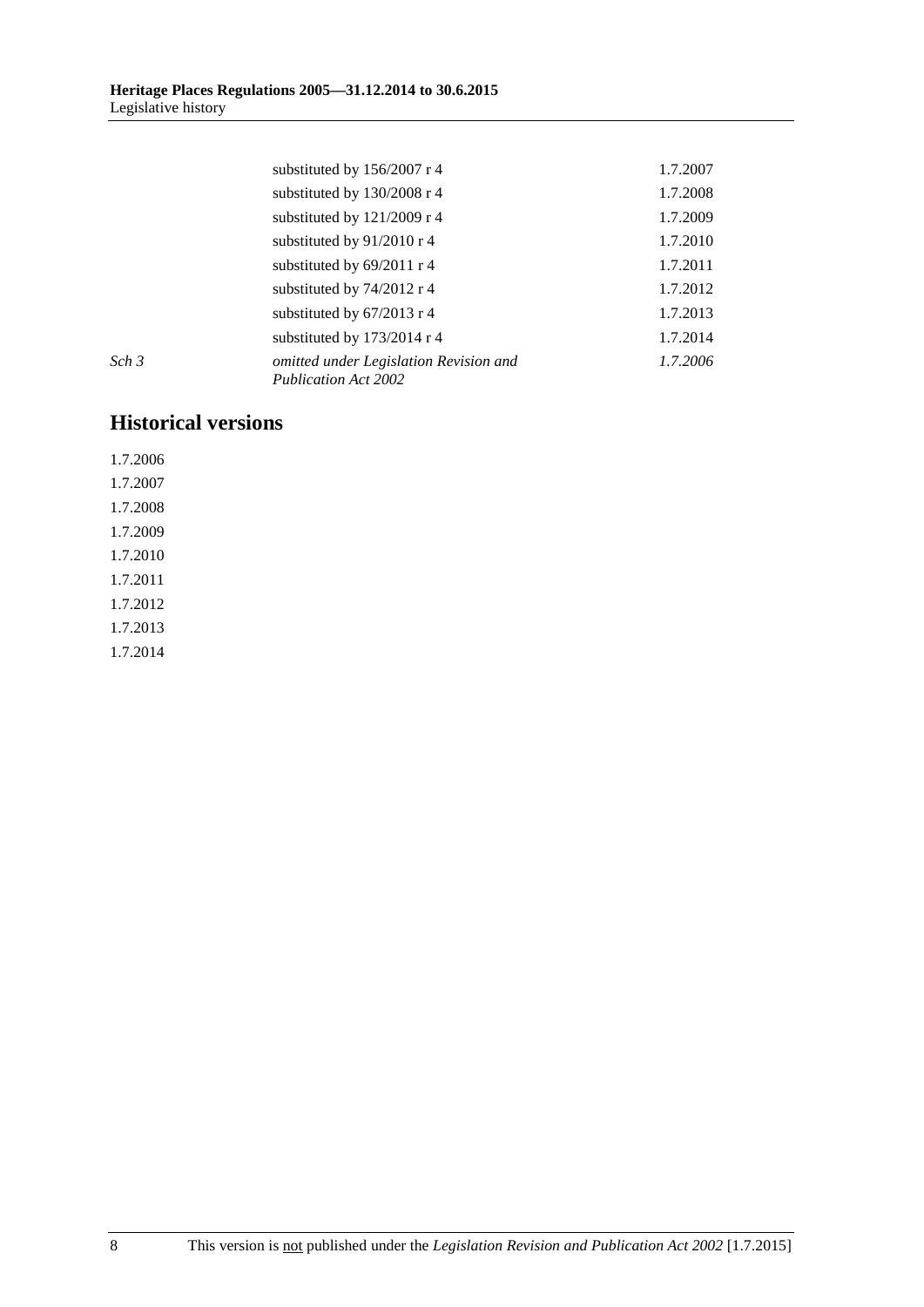| | | |
|---|---|---|
| | substituted by 156/2007 r 4 | 1.7.2007 |
| | substituted by 130/2008 r 4 | 1.7.2008 |
| | substituted by 121/2009 r 4 | 1.7.2009 |
| | substituted by 91/2010 r 4 | 1.7.2010 |
| | substituted by 69/2011 r 4 | 1.7.2011 |
| | substituted by 74/2012 r 4 | 1.7.2012 |
| | substituted by 67/2013 r 4 | 1.7.2013 |
| | substituted by 173/2014 r 4 | 1.7.2014 |
| *Sch 3* | *omitted under Legislation Revision and Publication Act 2002* | *1.7.2006* |

## Historical versions

1.7.2006

1.7.2007

1.7.2008

1.7.2009

1.7.2010

1.7.2011

1.7.2012

1.7.2013

1.7.2014